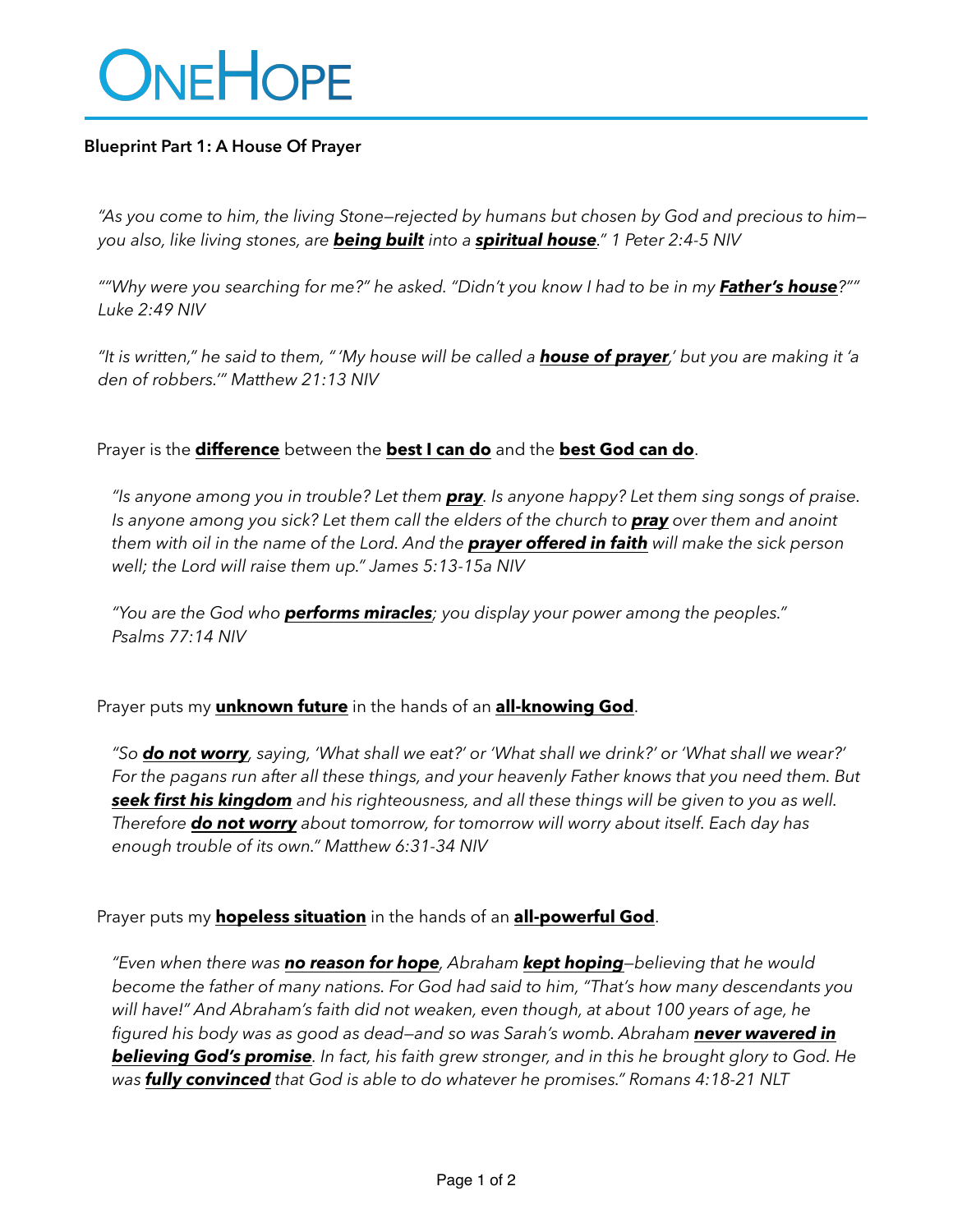# OneHope

**Blueprint Part 1: A House Of Prayer**

*"As you come to him, the living Stone—rejected by humans but chosen by God and precious to him—you also, like living stones, are **being built** into a **spiritual house**." 1 Peter 2:4-5 NIV*

*""Why were you searching for me?" he asked. "Didn't you know I had to be in my **Father's house**?"" Luke 2:49 NIV*

*"It is written," he said to them, " 'My house will be called a **house of prayer**,' but you are making it 'a den of robbers.'" Matthew 21:13 NIV*

Prayer is the **difference** between the **best I can do** and the **best God can do**.

*"Is anyone among you in trouble? Let them **pray**. Is anyone happy? Let them sing songs of praise. Is anyone among you sick? Let them call the elders of the church to **pray** over them and anoint them with oil in the name of the Lord. And the **prayer offered in faith** will make the sick person well; the Lord will raise them up." James 5:13-15a NIV*

*"You are the God who **performs miracles**; you display your power among the peoples." Psalms 77:14 NIV*

Prayer puts my **unknown future** in the hands of an **all-knowing God**.

*"So **do not worry**, saying, 'What shall we eat?' or 'What shall we drink?' or 'What shall we wear?' For the pagans run after all these things, and your heavenly Father knows that you need them. But **seek first his kingdom** and his righteousness, and all these things will be given to you as well. Therefore **do not worry** about tomorrow, for tomorrow will worry about itself. Each day has enough trouble of its own." Matthew 6:31-34 NIV*

Prayer puts my **hopeless situation** in the hands of an **all-powerful God**.

*"Even when there was **no reason for hope**, Abraham **kept hoping**—believing that he would become the father of many nations. For God had said to him, "That's how many descendants you will have!" And Abraham's faith did not weaken, even though, at about 100 years of age, he figured his body was as good as dead—and so was Sarah's womb. Abraham **never wavered in believing God's promise**. In fact, his faith grew stronger, and in this he brought glory to God. He was **fully convinced** that God is able to do whatever he promises." Romans 4:18-21 NLT*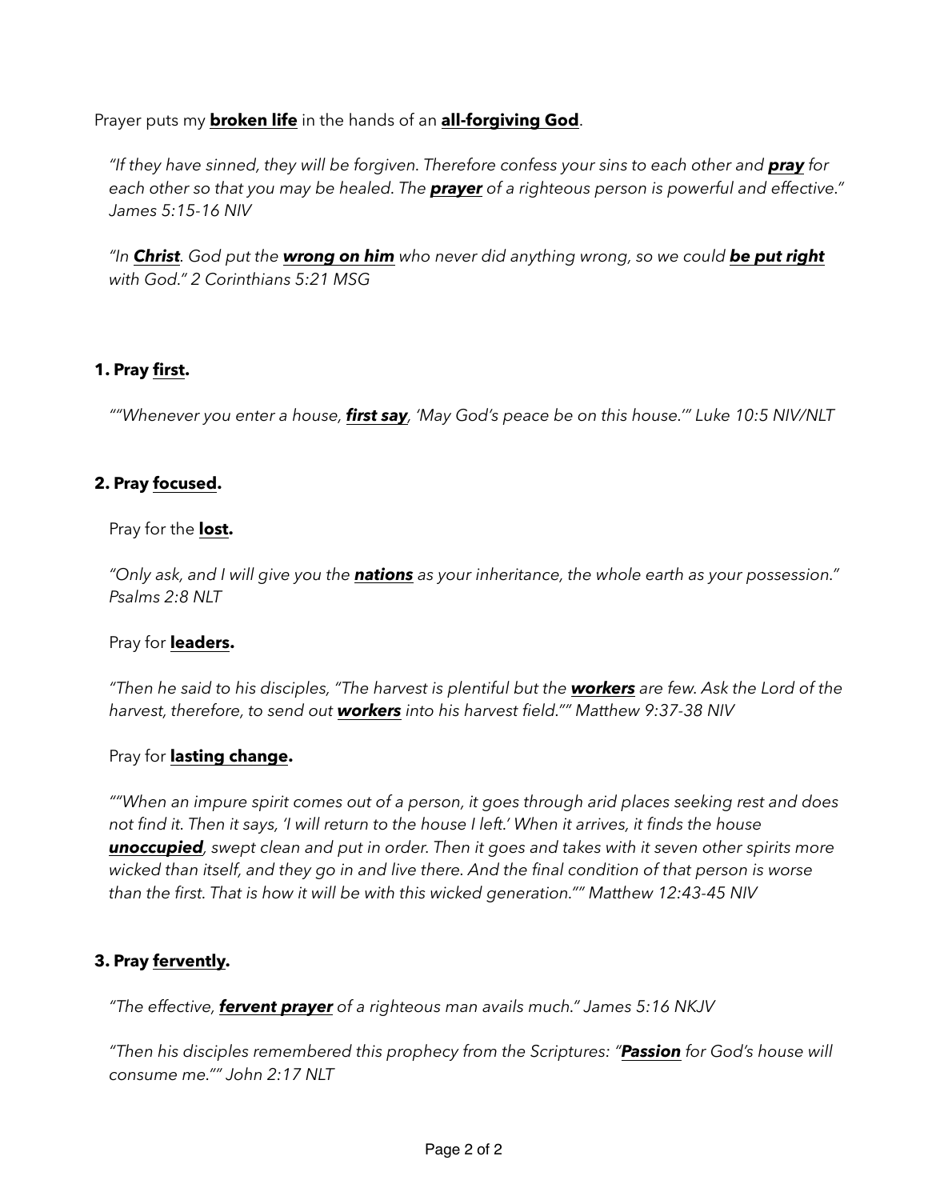Prayer puts my **broken life** in the hands of an **all-forgiving God**.

*"If they have sinned, they will be forgiven. Therefore confess your sins to each other and* ***pray*** *for each other so that you may be healed. The* ***prayer*** *of a righteous person is powerful and effective." James 5:15-16 NIV*

*"In* ***Christ****. God put the* ***wrong on him*** *who never did anything wrong, so we could* ***be put right*** *with God." 2 Corinthians 5:21 MSG*

**1. Pray first.**

*""Whenever you enter a house,* ***first say****, 'May God's peace be on this house.'" Luke 10:5 NIV/NLT*

**2. Pray focused.**

Pray for the **lost.**

*"Only ask, and I will give you the* ***nations*** *as your inheritance, the whole earth as your possession." Psalms 2:8 NLT*

Pray for **leaders.**

*"Then he said to his disciples, "The harvest is plentiful but the* ***workers*** *are few. Ask the Lord of the harvest, therefore, to send out* ***workers*** *into his harvest field."" Matthew 9:37-38 NIV*

Pray for **lasting change.**

*""When an impure spirit comes out of a person, it goes through arid places seeking rest and does not find it. Then it says, 'I will return to the house I left.' When it arrives, it finds the house* ***unoccupied****, swept clean and put in order. Then it goes and takes with it seven other spirits more wicked than itself, and they go in and live there. And the final condition of that person is worse than the first. That is how it will be with this wicked generation."" Matthew 12:43-45 NIV*

**3. Pray fervently.**

*"The effective,* ***fervent prayer*** *of a righteous man avails much." James 5:16 NKJV*

*"Then his disciples remembered this prophecy from the Scriptures: "****Passion*** *for God's house will consume me."" John 2:17 NLT*